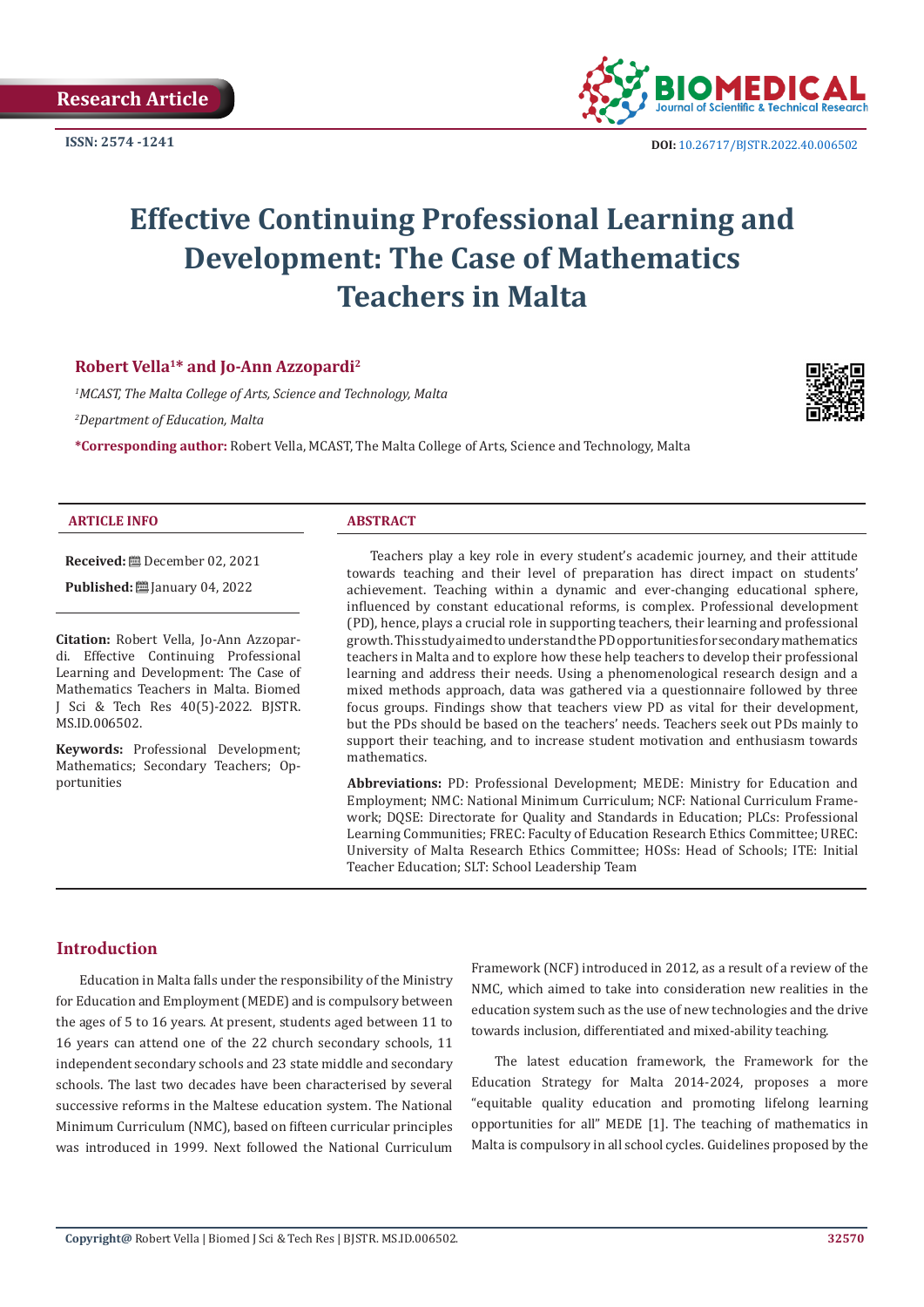Research Article

ISSN: 2574 -1241

DOI: 10.26717/BJSTR.2022.40.006502

# Effective Continuing Professional Learning and Development: The Case of Mathematics Teachers in Malta

**Robert Vella[1]* and Jo-Ann Azzopardi[2]**

*[1]MCAST, The Malta College of Arts, Science and Technology, Malta*

*[2]Department of Education, Malta*

***Corresponding author:** Robert Vella, MCAST, The Malta College of Arts, Science and Technology, Malta

**ARTICLE INFO**

**Received:** December 02, 2021

**Published:** January 04, 2022

**Citation:** Robert Vella, Jo-Ann Azzopardi. Effective Continuing Professional Learning and Development: The Case of Mathematics Teachers in Malta. Biomed J Sci & Tech Res 40(5)-2022. BJSTR. MS.ID.006502.

**Keywords:** Professional Development; Mathematics; Secondary Teachers; Opportunities

**ABSTRACT**

Teachers play a key role in every student's academic journey, and their attitude towards teaching and their level of preparation has direct impact on students' achievement. Teaching within a dynamic and ever-changing educational sphere, influenced by constant educational reforms, is complex. Professional development (PD), hence, plays a crucial role in supporting teachers, their learning and professional growth. This study aimed to understand the PD opportunities for secondary mathematics teachers in Malta and to explore how these help teachers to develop their professional learning and address their needs. Using a phenomenological research design and a mixed methods approach, data was gathered via a questionnaire followed by three focus groups. Findings show that teachers view PD as vital for their development, but the PDs should be based on the teachers' needs. Teachers seek out PDs mainly to support their teaching, and to increase student motivation and enthusiasm towards mathematics.

**Abbreviations:** PD: Professional Development; MEDE: Ministry for Education and Employment; NMC: National Minimum Curriculum; NCF: National Curriculum Framework; DQSE: Directorate for Quality and Standards in Education; PLCs: Professional Learning Communities; FREC: Faculty of Education Research Ethics Committee; UREC: University of Malta Research Ethics Committee; HOSs: Head of Schools; ITE: Initial Teacher Education; SLT: School Leadership Team

## Introduction

Education in Malta falls under the responsibility of the Ministry for Education and Employment (MEDE) and is compulsory between the ages of 5 to 16 years. At present, students aged between 11 to 16 years can attend one of the 22 church secondary schools, 11 independent secondary schools and 23 state middle and secondary schools. The last two decades have been characterised by several successive reforms in the Maltese education system. The National Minimum Curriculum (NMC), based on fifteen curricular principles was introduced in 1999. Next followed the National Curriculum Framework (NCF) introduced in 2012, as a result of a review of the NMC, which aimed to take into consideration new realities in the education system such as the use of new technologies and the drive towards inclusion, differentiated and mixed-ability teaching.

The latest education framework, the Framework for the Education Strategy for Malta 2014-2024, proposes a more "equitable quality education and promoting lifelong learning opportunities for all" MEDE [1]. The teaching of mathematics in Malta is compulsory in all school cycles. Guidelines proposed by the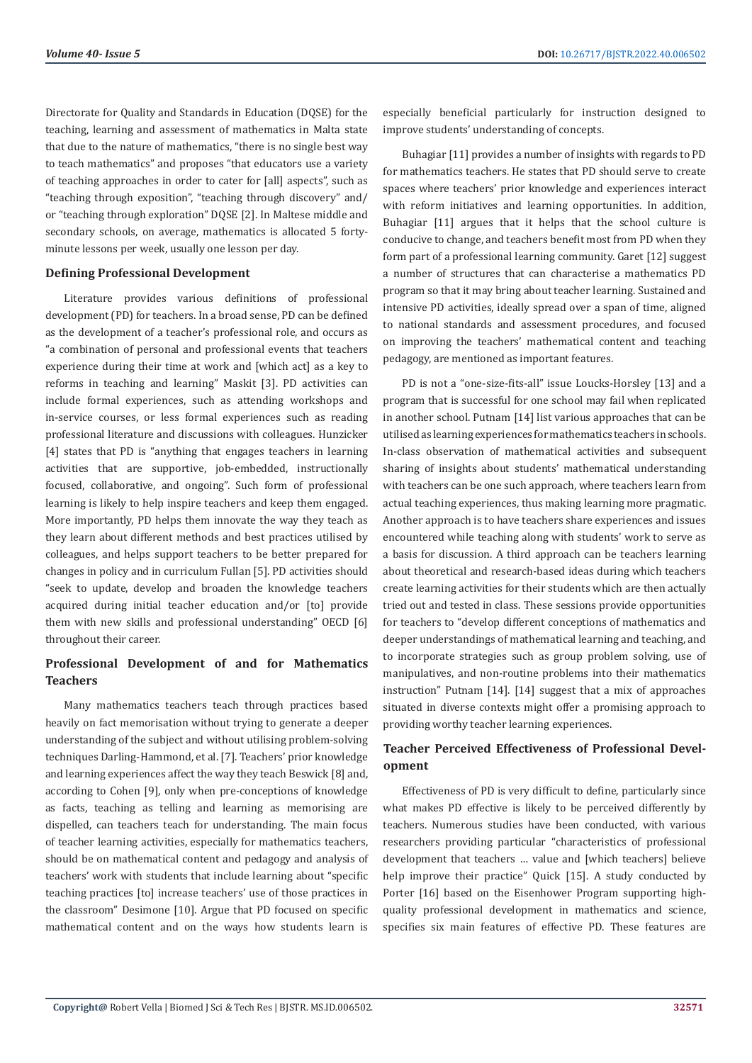Directorate for Quality and Standards in Education (DQSE) for the teaching, learning and assessment of mathematics in Malta state that due to the nature of mathematics, "there is no single best way to teach mathematics" and proposes "that educators use a variety of teaching approaches in order to cater for [all] aspects", such as "teaching through exposition", "teaching through discovery" and/or "teaching through exploration" DQSE [2]. In Maltese middle and secondary schools, on average, mathematics is allocated 5 forty-minute lessons per week, usually one lesson per day.

## Defining Professional Development

Literature provides various definitions of professional development (PD) for teachers. In a broad sense, PD can be defined as the development of a teacher's professional role, and occurs as "a combination of personal and professional events that teachers experience during their time at work and [which act] as a key to reforms in teaching and learning" Maskit [3]. PD activities can include formal experiences, such as attending workshops and in-service courses, or less formal experiences such as reading professional literature and discussions with colleagues. Hunzicker [4] states that PD is "anything that engages teachers in learning activities that are supportive, job-embedded, instructionally focused, collaborative, and ongoing". Such form of professional learning is likely to help inspire teachers and keep them engaged. More importantly, PD helps them innovate the way they teach as they learn about different methods and best practices utilised by colleagues, and helps support teachers to be better prepared for changes in policy and in curriculum Fullan [5]. PD activities should "seek to update, develop and broaden the knowledge teachers acquired during initial teacher education and/or [to] provide them with new skills and professional understanding" OECD [6] throughout their career.

## Professional Development of and for Mathematics Teachers

Many mathematics teachers teach through practices based heavily on fact memorisation without trying to generate a deeper understanding of the subject and without utilising problem-solving techniques Darling-Hammond, et al. [7]. Teachers' prior knowledge and learning experiences affect the way they teach Beswick [8] and, according to Cohen [9], only when pre-conceptions of knowledge as facts, teaching as telling and learning as memorising are dispelled, can teachers teach for understanding. The main focus of teacher learning activities, especially for mathematics teachers, should be on mathematical content and pedagogy and analysis of teachers' work with students that include learning about "specific teaching practices [to] increase teachers' use of those practices in the classroom" Desimone [10]. Argue that PD focused on specific mathematical content and on the ways how students learn is especially beneficial particularly for instruction designed to improve students' understanding of concepts.

Buhagiar [11] provides a number of insights with regards to PD for mathematics teachers. He states that PD should serve to create spaces where teachers' prior knowledge and experiences interact with reform initiatives and learning opportunities. In addition, Buhagiar [11] argues that it helps that the school culture is conducive to change, and teachers benefit most from PD when they form part of a professional learning community. Garet [12] suggest a number of structures that can characterise a mathematics PD program so that it may bring about teacher learning. Sustained and intensive PD activities, ideally spread over a span of time, aligned to national standards and assessment procedures, and focused on improving the teachers' mathematical content and teaching pedagogy, are mentioned as important features.

PD is not a "one-size-fits-all" issue Loucks-Horsley [13] and a program that is successful for one school may fail when replicated in another school. Putnam [14] list various approaches that can be utilised as learning experiences for mathematics teachers in schools. In-class observation of mathematical activities and subsequent sharing of insights about students' mathematical understanding with teachers can be one such approach, where teachers learn from actual teaching experiences, thus making learning more pragmatic. Another approach is to have teachers share experiences and issues encountered while teaching along with students' work to serve as a basis for discussion. A third approach can be teachers learning about theoretical and research-based ideas during which teachers create learning activities for their students which are then actually tried out and tested in class. These sessions provide opportunities for teachers to "develop different conceptions of mathematics and deeper understandings of mathematical learning and teaching, and to incorporate strategies such as group problem solving, use of manipulatives, and non-routine problems into their mathematics instruction" Putnam [14]. [14] suggest that a mix of approaches situated in diverse contexts might offer a promising approach to providing worthy teacher learning experiences.

## Teacher Perceived Effectiveness of Professional Development

Effectiveness of PD is very difficult to define, particularly since what makes PD effective is likely to be perceived differently by teachers. Numerous studies have been conducted, with various researchers providing particular "characteristics of professional development that teachers … value and [which teachers] believe help improve their practice" Quick [15]. A study conducted by Porter [16] based on the Eisenhower Program supporting high-quality professional development in mathematics and science, specifies six main features of effective PD. These features are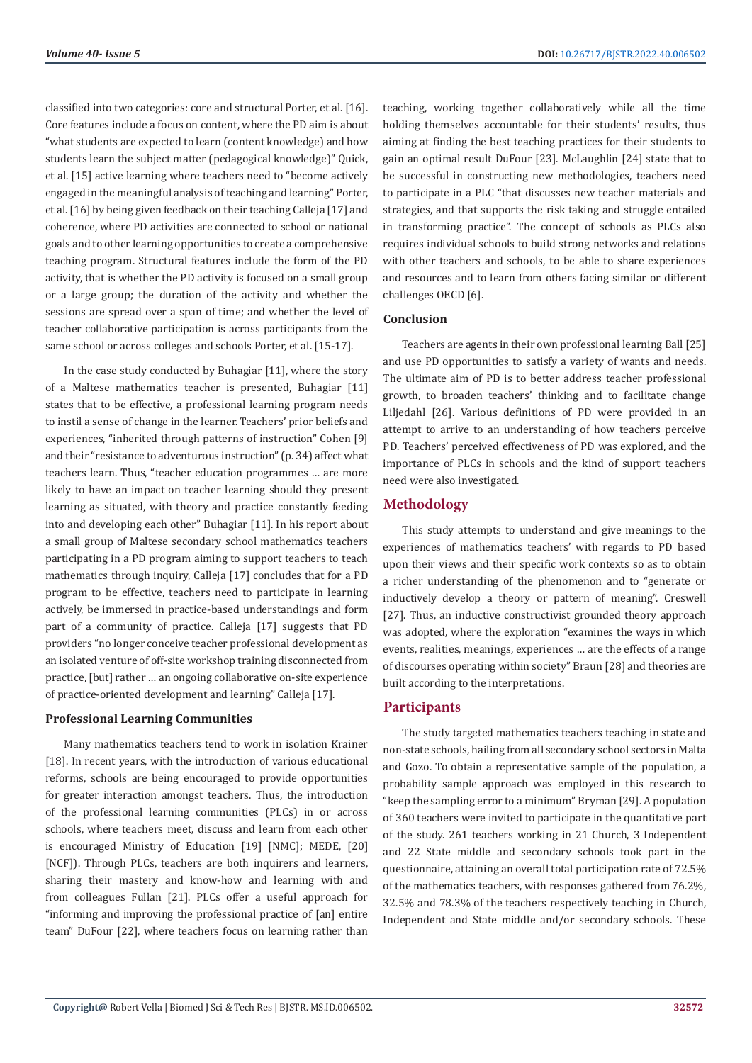classified into two categories: core and structural Porter, et al. [16]. Core features include a focus on content, where the PD aim is about "what students are expected to learn (content knowledge) and how students learn the subject matter (pedagogical knowledge)" Quick, et al. [15] active learning where teachers need to "become actively engaged in the meaningful analysis of teaching and learning" Porter, et al. [16] by being given feedback on their teaching Calleja [17] and coherence, where PD activities are connected to school or national goals and to other learning opportunities to create a comprehensive teaching program. Structural features include the form of the PD activity, that is whether the PD activity is focused on a small group or a large group; the duration of the activity and whether the sessions are spread over a span of time; and whether the level of teacher collaborative participation is across participants from the same school or across colleges and schools Porter, et al. [15-17].

In the case study conducted by Buhagiar [11], where the story of a Maltese mathematics teacher is presented, Buhagiar [11] states that to be effective, a professional learning program needs to instil a sense of change in the learner. Teachers' prior beliefs and experiences, "inherited through patterns of instruction" Cohen [9] and their "resistance to adventurous instruction" (p. 34) affect what teachers learn. Thus, "teacher education programmes … are more likely to have an impact on teacher learning should they present learning as situated, with theory and practice constantly feeding into and developing each other" Buhagiar [11]. In his report about a small group of Maltese secondary school mathematics teachers participating in a PD program aiming to support teachers to teach mathematics through inquiry, Calleja [17] concludes that for a PD program to be effective, teachers need to participate in learning actively, be immersed in practice-based understandings and form part of a community of practice. Calleja [17] suggests that PD providers "no longer conceive teacher professional development as an isolated venture of off-site workshop training disconnected from practice, [but] rather … an ongoing collaborative on-site experience of practice-oriented development and learning" Calleja [17].

### Professional Learning Communities

Many mathematics teachers tend to work in isolation Krainer [18]. In recent years, with the introduction of various educational reforms, schools are being encouraged to provide opportunities for greater interaction amongst teachers. Thus, the introduction of the professional learning communities (PLCs) in or across schools, where teachers meet, discuss and learn from each other is encouraged Ministry of Education [19] [NMC]; MEDE, [20] [NCF]). Through PLCs, teachers are both inquirers and learners, sharing their mastery and know-how and learning with and from colleagues Fullan [21]. PLCs offer a useful approach for "informing and improving the professional practice of [an] entire team" DuFour [22], where teachers focus on learning rather than teaching, working together collaboratively while all the time holding themselves accountable for their students' results, thus aiming at finding the best teaching practices for their students to gain an optimal result DuFour [23]. McLaughlin [24] state that to be successful in constructing new methodologies, teachers need to participate in a PLC "that discusses new teacher materials and strategies, and that supports the risk taking and struggle entailed in transforming practice". The concept of schools as PLCs also requires individual schools to build strong networks and relations with other teachers and schools, to be able to share experiences and resources and to learn from others facing similar or different challenges OECD [6].

### Conclusion

Teachers are agents in their own professional learning Ball [25] and use PD opportunities to satisfy a variety of wants and needs. The ultimate aim of PD is to better address teacher professional growth, to broaden teachers' thinking and to facilitate change Liljedahl [26]. Various definitions of PD were provided in an attempt to arrive to an understanding of how teachers perceive PD. Teachers' perceived effectiveness of PD was explored, and the importance of PLCs in schools and the kind of support teachers need were also investigated.

## Methodology

This study attempts to understand and give meanings to the experiences of mathematics teachers' with regards to PD based upon their views and their specific work contexts so as to obtain a richer understanding of the phenomenon and to "generate or inductively develop a theory or pattern of meaning". Creswell [27]. Thus, an inductive constructivist grounded theory approach was adopted, where the exploration "examines the ways in which events, realities, meanings, experiences … are the effects of a range of discourses operating within society" Braun [28] and theories are built according to the interpretations.

## Participants

The study targeted mathematics teachers teaching in state and non-state schools, hailing from all secondary school sectors in Malta and Gozo. To obtain a representative sample of the population, a probability sample approach was employed in this research to "keep the sampling error to a minimum" Bryman [29]. A population of 360 teachers were invited to participate in the quantitative part of the study. 261 teachers working in 21 Church, 3 Independent and 22 State middle and secondary schools took part in the questionnaire, attaining an overall total participation rate of 72.5% of the mathematics teachers, with responses gathered from 76.2%, 32.5% and 78.3% of the teachers respectively teaching in Church, Independent and State middle and/or secondary schools. These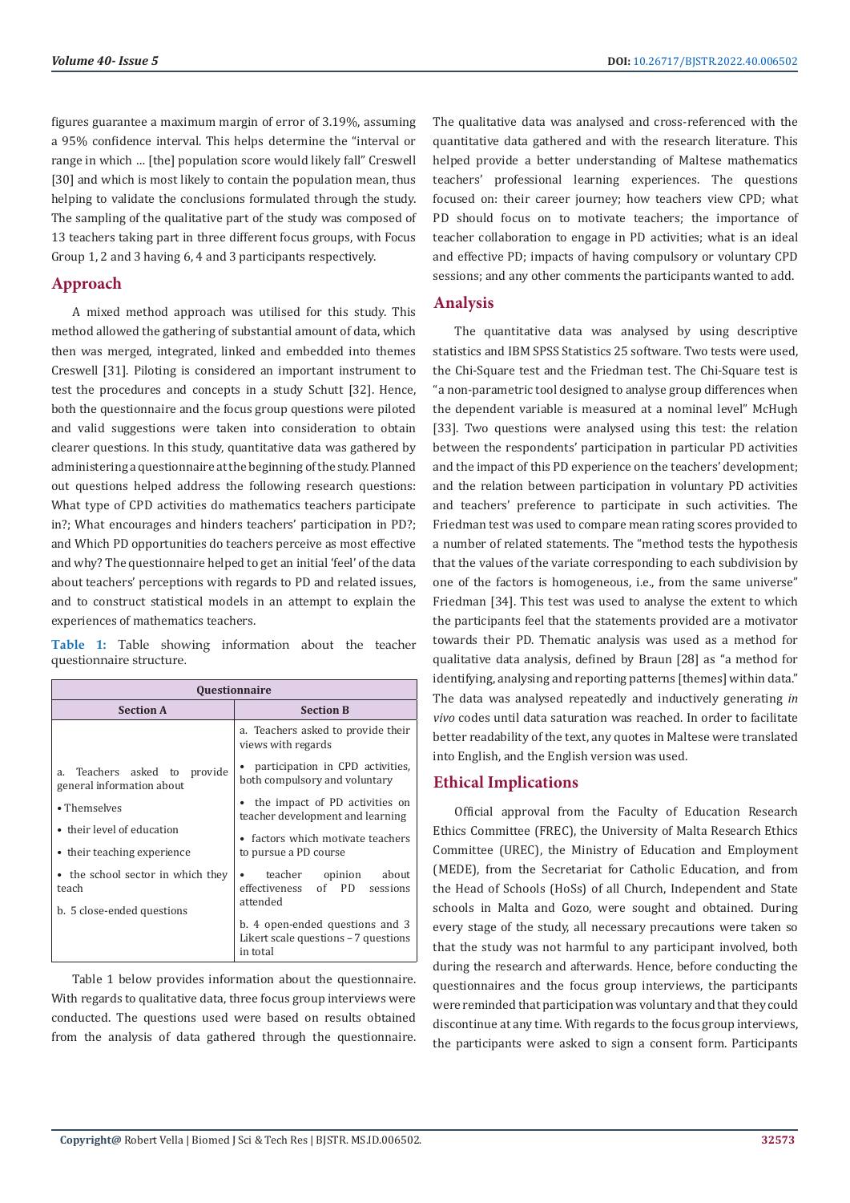figures guarantee a maximum margin of error of 3.19%, assuming a 95% confidence interval. This helps determine the "interval or range in which … [the] population score would likely fall" Creswell [30] and which is most likely to contain the population mean, thus helping to validate the conclusions formulated through the study. The sampling of the qualitative part of the study was composed of 13 teachers taking part in three different focus groups, with Focus Group 1, 2 and 3 having 6, 4 and 3 participants respectively.

## Approach

A mixed method approach was utilised for this study. This method allowed the gathering of substantial amount of data, which then was merged, integrated, linked and embedded into themes Creswell [31]. Piloting is considered an important instrument to test the procedures and concepts in a study Schutt [32]. Hence, both the questionnaire and the focus group questions were piloted and valid suggestions were taken into consideration to obtain clearer questions. In this study, quantitative data was gathered by administering a questionnaire at the beginning of the study. Planned out questions helped address the following research questions: What type of CPD activities do mathematics teachers participate in?; What encourages and hinders teachers' participation in PD?; and Which PD opportunities do teachers perceive as most effective and Why? The questionnaire helped to get an initial 'feel' of the data about teachers' perceptions with regards to PD and related issues, and to construct statistical models in an attempt to explain the experiences of mathematics teachers.

**Table 1:** Table showing information about the teacher questionnaire structure.

| Questionnaire | |
|---|---|
| **Section A** | **Section B** |
| a. Teachers asked to provide general information about<br>• Themselves<br>• their level of education<br>• their teaching experience<br>• the school sector in which they teach<br>b. 5 close-ended questions | a. Teachers asked to provide their views with regards<br>• participation in CPD activities, both compulsory and voluntary<br>• the impact of PD activities on teacher development and learning<br>• factors which motivate teachers to pursue a PD course<br>• teacher opinion about effectiveness of PD sessions attended<br>b. 4 open-ended questions and 3 Likert scale questions – 7 questions in total |

Table 1 below provides information about the questionnaire. With regards to qualitative data, three focus group interviews were conducted. The questions used were based on results obtained from the analysis of data gathered through the questionnaire. The qualitative data was analysed and cross-referenced with the quantitative data gathered and with the research literature. This helped provide a better understanding of Maltese mathematics teachers' professional learning experiences. The questions focused on: their career journey; how teachers view CPD; what PD should focus on to motivate teachers; the importance of teacher collaboration to engage in PD activities; what is an ideal and effective PD; impacts of having compulsory or voluntary CPD sessions; and any other comments the participants wanted to add.

## Analysis

The quantitative data was analysed by using descriptive statistics and IBM SPSS Statistics 25 software. Two tests were used, the Chi-Square test and the Friedman test. The Chi-Square test is "a non-parametric tool designed to analyse group differences when the dependent variable is measured at a nominal level" McHugh [33]. Two questions were analysed using this test: the relation between the respondents' participation in particular PD activities and the impact of this PD experience on the teachers' development; and the relation between participation in voluntary PD activities and teachers' preference to participate in such activities. The Friedman test was used to compare mean rating scores provided to a number of related statements. The "method tests the hypothesis that the values of the variate corresponding to each subdivision by one of the factors is homogeneous, i.e., from the same universe" Friedman [34]. This test was used to analyse the extent to which the participants feel that the statements provided are a motivator towards their PD. Thematic analysis was used as a method for qualitative data analysis, defined by Braun [28] as "a method for identifying, analysing and reporting patterns [themes] within data." The data was analysed repeatedly and inductively generating *in vivo* codes until data saturation was reached. In order to facilitate better readability of the text, any quotes in Maltese were translated into English, and the English version was used.

## Ethical Implications

Official approval from the Faculty of Education Research Ethics Committee (FREC), the University of Malta Research Ethics Committee (UREC), the Ministry of Education and Employment (MEDE), from the Secretariat for Catholic Education, and from the Head of Schools (HoSs) of all Church, Independent and State schools in Malta and Gozo, were sought and obtained. During every stage of the study, all necessary precautions were taken so that the study was not harmful to any participant involved, both during the research and afterwards. Hence, before conducting the questionnaires and the focus group interviews, the participants were reminded that participation was voluntary and that they could discontinue at any time. With regards to the focus group interviews, the participants were asked to sign a consent form. Participants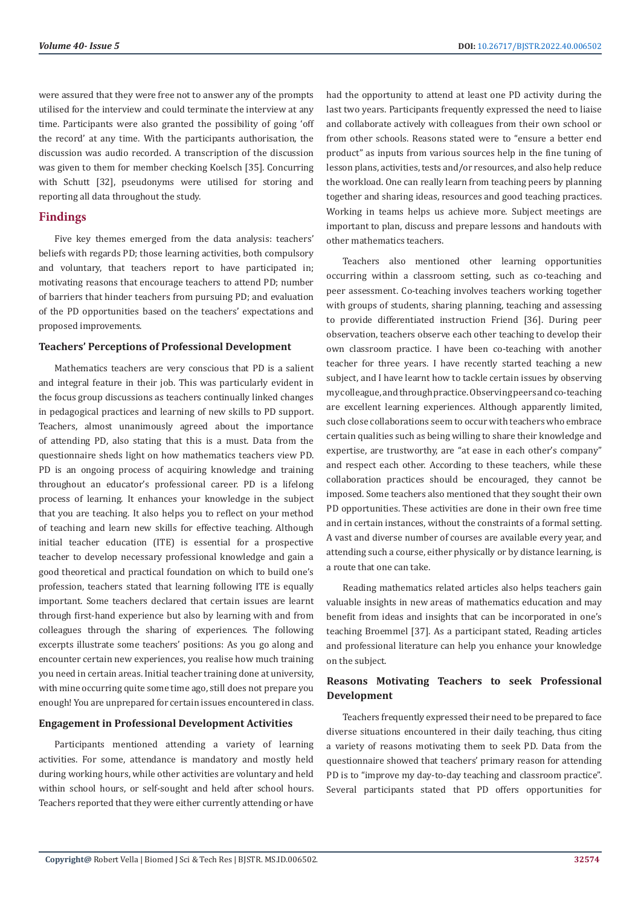were assured that they were free not to answer any of the prompts utilised for the interview and could terminate the interview at any time. Participants were also granted the possibility of going 'off the record' at any time. With the participants authorisation, the discussion was audio recorded. A transcription of the discussion was given to them for member checking Koelsch [35]. Concurring with Schutt [32], pseudonyms were utilised for storing and reporting all data throughout the study.

## Findings

Five key themes emerged from the data analysis: teachers' beliefs with regards PD; those learning activities, both compulsory and voluntary, that teachers report to have participated in; motivating reasons that encourage teachers to attend PD; number of barriers that hinder teachers from pursuing PD; and evaluation of the PD opportunities based on the teachers' expectations and proposed improvements.

### Teachers' Perceptions of Professional Development

Mathematics teachers are very conscious that PD is a salient and integral feature in their job. This was particularly evident in the focus group discussions as teachers continually linked changes in pedagogical practices and learning of new skills to PD support. Teachers, almost unanimously agreed about the importance of attending PD, also stating that this is a must. Data from the questionnaire sheds light on how mathematics teachers view PD. PD is an ongoing process of acquiring knowledge and training throughout an educator's professional career. PD is a lifelong process of learning. It enhances your knowledge in the subject that you are teaching. It also helps you to reflect on your method of teaching and learn new skills for effective teaching. Although initial teacher education (ITE) is essential for a prospective teacher to develop necessary professional knowledge and gain a good theoretical and practical foundation on which to build one's profession, teachers stated that learning following ITE is equally important. Some teachers declared that certain issues are learnt through first-hand experience but also by learning with and from colleagues through the sharing of experiences. The following excerpts illustrate some teachers' positions: As you go along and encounter certain new experiences, you realise how much training you need in certain areas. Initial teacher training done at university, with mine occurring quite some time ago, still does not prepare you enough! You are unprepared for certain issues encountered in class.

### Engagement in Professional Development Activities

Participants mentioned attending a variety of learning activities. For some, attendance is mandatory and mostly held during working hours, while other activities are voluntary and held within school hours, or self-sought and held after school hours. Teachers reported that they were either currently attending or have had the opportunity to attend at least one PD activity during the last two years. Participants frequently expressed the need to liaise and collaborate actively with colleagues from their own school or from other schools. Reasons stated were to "ensure a better end product" as inputs from various sources help in the fine tuning of lesson plans, activities, tests and/or resources, and also help reduce the workload. One can really learn from teaching peers by planning together and sharing ideas, resources and good teaching practices. Working in teams helps us achieve more. Subject meetings are important to plan, discuss and prepare lessons and handouts with other mathematics teachers.

Teachers also mentioned other learning opportunities occurring within a classroom setting, such as co-teaching and peer assessment. Co-teaching involves teachers working together with groups of students, sharing planning, teaching and assessing to provide differentiated instruction Friend [36]. During peer observation, teachers observe each other teaching to develop their own classroom practice. I have been co-teaching with another teacher for three years. I have recently started teaching a new subject, and I have learnt how to tackle certain issues by observing my colleague, and through practice. Observing peers and co-teaching are excellent learning experiences. Although apparently limited, such close collaborations seem to occur with teachers who embrace certain qualities such as being willing to share their knowledge and expertise, are trustworthy, are "at ease in each other's company" and respect each other. According to these teachers, while these collaboration practices should be encouraged, they cannot be imposed. Some teachers also mentioned that they sought their own PD opportunities. These activities are done in their own free time and in certain instances, without the constraints of a formal setting. A vast and diverse number of courses are available every year, and attending such a course, either physically or by distance learning, is a route that one can take.

Reading mathematics related articles also helps teachers gain valuable insights in new areas of mathematics education and may benefit from ideas and insights that can be incorporated in one's teaching Broemmel [37]. As a participant stated, Reading articles and professional literature can help you enhance your knowledge on the subject.

### Reasons Motivating Teachers to seek Professional Development

Teachers frequently expressed their need to be prepared to face diverse situations encountered in their daily teaching, thus citing a variety of reasons motivating them to seek PD. Data from the questionnaire showed that teachers' primary reason for attending PD is to "improve my day-to-day teaching and classroom practice". Several participants stated that PD offers opportunities for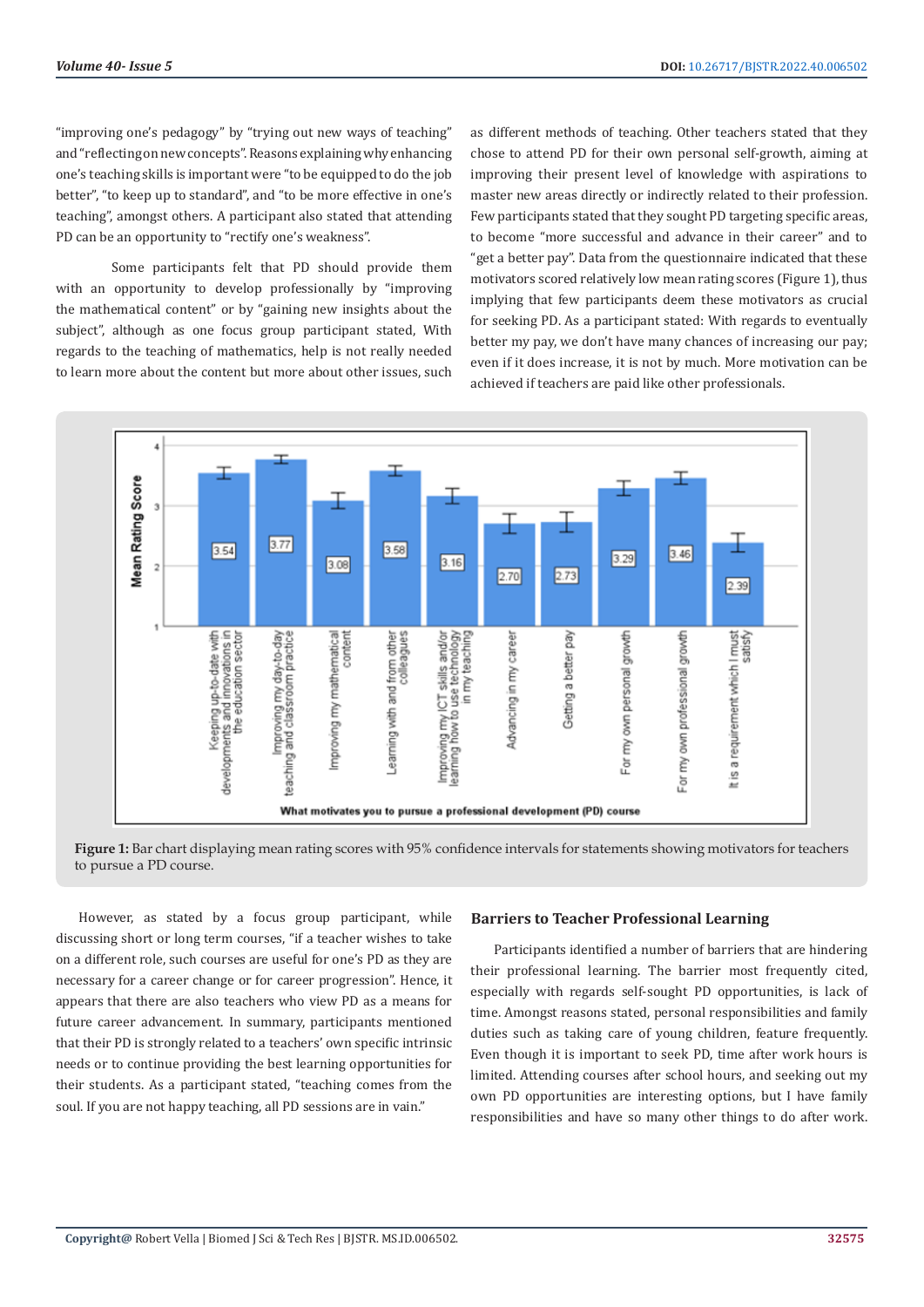"improving one's pedagogy" by "trying out new ways of teaching" and "reflecting on new concepts". Reasons explaining why enhancing one's teaching skills is important were "to be equipped to do the job better", "to keep up to standard", and "to be more effective in one's teaching", amongst others. A participant also stated that attending PD can be an opportunity to "rectify one's weakness".

Some participants felt that PD should provide them with an opportunity to develop professionally by "improving the mathematical content" or by "gaining new insights about the subject", although as one focus group participant stated, With regards to the teaching of mathematics, help is not really needed to learn more about the content but more about other issues, such as different methods of teaching. Other teachers stated that they chose to attend PD for their own personal self-growth, aiming at improving their present level of knowledge with aspirations to master new areas directly or indirectly related to their profession. Few participants stated that they sought PD targeting specific areas, to become "more successful and advance in their career" and to "get a better pay". Data from the questionnaire indicated that these motivators scored relatively low mean rating scores (Figure 1), thus implying that few participants deem these motivators as crucial for seeking PD. As a participant stated: With regards to eventually better my pay, we don't have many chances of increasing our pay; even if it does increase, it is not by much. More motivation can be achieved if teachers are paid like other professionals.

**Figure 1:** Bar chart displaying mean rating scores with 95% confidence intervals for statements showing motivators for teachers to pursue a PD course.

However, as stated by a focus group participant, while discussing short or long term courses, "if a teacher wishes to take on a different role, such courses are useful for one's PD as they are necessary for a career change or for career progression". Hence, it appears that there are also teachers who view PD as a means for future career advancement. In summary, participants mentioned that their PD is strongly related to a teachers' own specific intrinsic needs or to continue providing the best learning opportunities for their students. As a participant stated, "teaching comes from the soul. If you are not happy teaching, all PD sessions are in vain."

## Barriers to Teacher Professional Learning

Participants identified a number of barriers that are hindering their professional learning. The barrier most frequently cited, especially with regards self-sought PD opportunities, is lack of time. Amongst reasons stated, personal responsibilities and family duties such as taking care of young children, feature frequently. Even though it is important to seek PD, time after work hours is limited. Attending courses after school hours, and seeking out my own PD opportunities are interesting options, but I have family responsibilities and have so many other things to do after work.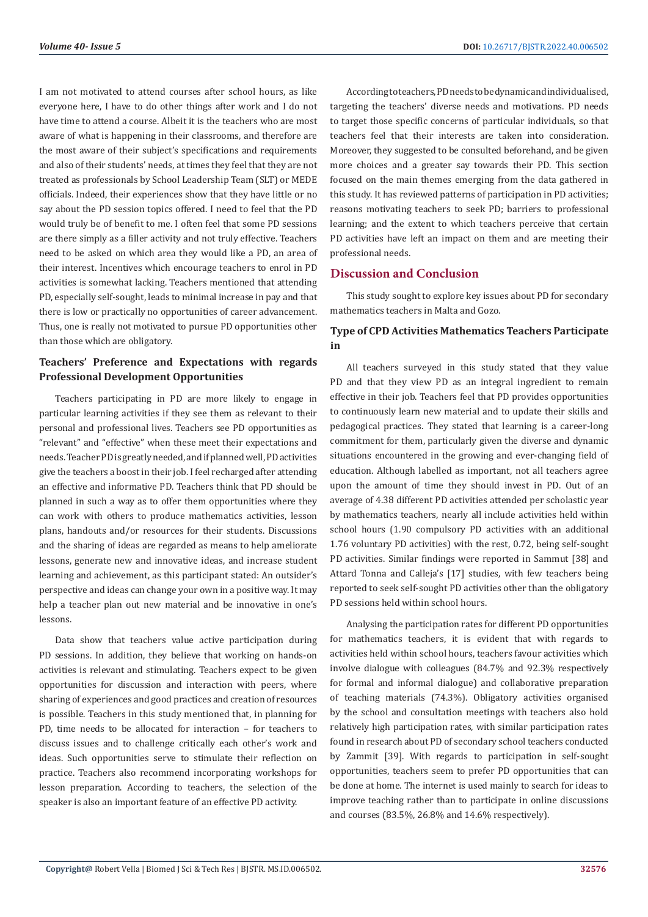I am not motivated to attend courses after school hours, as like everyone here, I have to do other things after work and I do not have time to attend a course. Albeit it is the teachers who are most aware of what is happening in their classrooms, and therefore are the most aware of their subject's specifications and requirements and also of their students' needs, at times they feel that they are not treated as professionals by School Leadership Team (SLT) or MEDE officials. Indeed, their experiences show that they have little or no say about the PD session topics offered. I need to feel that the PD would truly be of benefit to me. I often feel that some PD sessions are there simply as a filler activity and not truly effective. Teachers need to be asked on which area they would like a PD, an area of their interest. Incentives which encourage teachers to enrol in PD activities is somewhat lacking. Teachers mentioned that attending PD, especially self-sought, leads to minimal increase in pay and that there is low or practically no opportunities of career advancement. Thus, one is really not motivated to pursue PD opportunities other than those which are obligatory.

### Teachers' Preference and Expectations with regards Professional Development Opportunities

Teachers participating in PD are more likely to engage in particular learning activities if they see them as relevant to their personal and professional lives. Teachers see PD opportunities as "relevant" and "effective" when these meet their expectations and needs. Teacher PD is greatly needed, and if planned well, PD activities give the teachers a boost in their job. I feel recharged after attending an effective and informative PD. Teachers think that PD should be planned in such a way as to offer them opportunities where they can work with others to produce mathematics activities, lesson plans, handouts and/or resources for their students. Discussions and the sharing of ideas are regarded as means to help ameliorate lessons, generate new and innovative ideas, and increase student learning and achievement, as this participant stated: An outsider's perspective and ideas can change your own in a positive way. It may help a teacher plan out new material and be innovative in one's lessons.

Data show that teachers value active participation during PD sessions. In addition, they believe that working on hands-on activities is relevant and stimulating. Teachers expect to be given opportunities for discussion and interaction with peers, where sharing of experiences and good practices and creation of resources is possible. Teachers in this study mentioned that, in planning for PD, time needs to be allocated for interaction – for teachers to discuss issues and to challenge critically each other's work and ideas. Such opportunities serve to stimulate their reflection on practice. Teachers also recommend incorporating workshops for lesson preparation. According to teachers, the selection of the speaker is also an important feature of an effective PD activity.

According to teachers, PD needs to be dynamic and individualised, targeting the teachers' diverse needs and motivations. PD needs to target those specific concerns of particular individuals, so that teachers feel that their interests are taken into consideration. Moreover, they suggested to be consulted beforehand, and be given more choices and a greater say towards their PD. This section focused on the main themes emerging from the data gathered in this study. It has reviewed patterns of participation in PD activities; reasons motivating teachers to seek PD; barriers to professional learning; and the extent to which teachers perceive that certain PD activities have left an impact on them and are meeting their professional needs.

## Discussion and Conclusion

This study sought to explore key issues about PD for secondary mathematics teachers in Malta and Gozo.

### Type of CPD Activities Mathematics Teachers Participate in

All teachers surveyed in this study stated that they value PD and that they view PD as an integral ingredient to remain effective in their job. Teachers feel that PD provides opportunities to continuously learn new material and to update their skills and pedagogical practices. They stated that learning is a career-long commitment for them, particularly given the diverse and dynamic situations encountered in the growing and ever-changing field of education. Although labelled as important, not all teachers agree upon the amount of time they should invest in PD. Out of an average of 4.38 different PD activities attended per scholastic year by mathematics teachers, nearly all include activities held within school hours (1.90 compulsory PD activities with an additional 1.76 voluntary PD activities) with the rest, 0.72, being self-sought PD activities. Similar findings were reported in Sammut [38] and Attard Tonna and Calleja's [17] studies, with few teachers being reported to seek self-sought PD activities other than the obligatory PD sessions held within school hours.

Analysing the participation rates for different PD opportunities for mathematics teachers, it is evident that with regards to activities held within school hours, teachers favour activities which involve dialogue with colleagues (84.7% and 92.3% respectively for formal and informal dialogue) and collaborative preparation of teaching materials (74.3%). Obligatory activities organised by the school and consultation meetings with teachers also hold relatively high participation rates, with similar participation rates found in research about PD of secondary school teachers conducted by Zammit [39]. With regards to participation in self-sought opportunities, teachers seem to prefer PD opportunities that can be done at home. The internet is used mainly to search for ideas to improve teaching rather than to participate in online discussions and courses (83.5%, 26.8% and 14.6% respectively).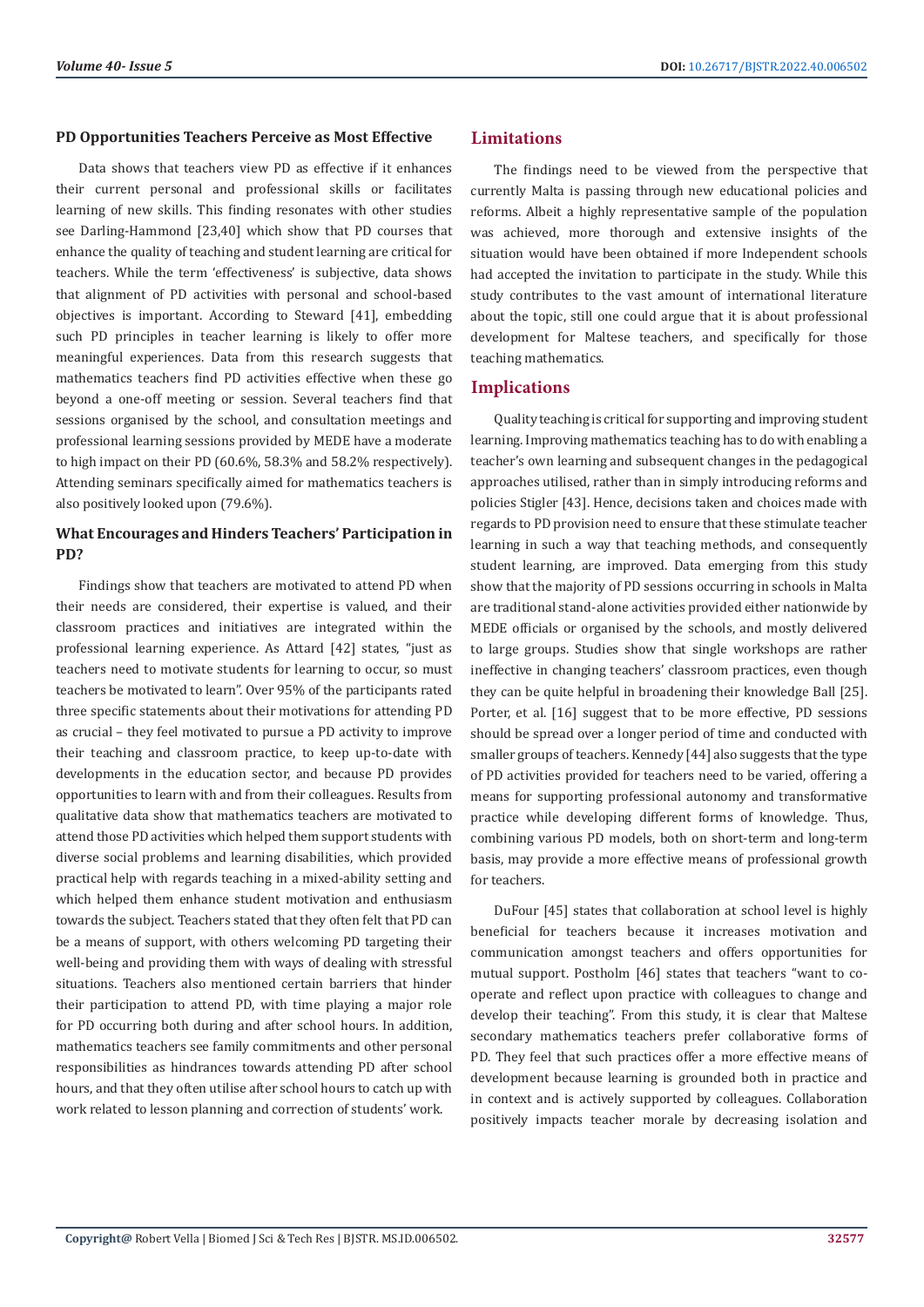### PD Opportunities Teachers Perceive as Most Effective

Data shows that teachers view PD as effective if it enhances their current personal and professional skills or facilitates learning of new skills. This finding resonates with other studies see Darling-Hammond [23,40] which show that PD courses that enhance the quality of teaching and student learning are critical for teachers. While the term 'effectiveness' is subjective, data shows that alignment of PD activities with personal and school-based objectives is important. According to Steward [41], embedding such PD principles in teacher learning is likely to offer more meaningful experiences. Data from this research suggests that mathematics teachers find PD activities effective when these go beyond a one-off meeting or session. Several teachers find that sessions organised by the school, and consultation meetings and professional learning sessions provided by MEDE have a moderate to high impact on their PD (60.6%, 58.3% and 58.2% respectively). Attending seminars specifically aimed for mathematics teachers is also positively looked upon (79.6%).

### What Encourages and Hinders Teachers' Participation in PD?

Findings show that teachers are motivated to attend PD when their needs are considered, their expertise is valued, and their classroom practices and initiatives are integrated within the professional learning experience. As Attard [42] states, "just as teachers need to motivate students for learning to occur, so must teachers be motivated to learn". Over 95% of the participants rated three specific statements about their motivations for attending PD as crucial – they feel motivated to pursue a PD activity to improve their teaching and classroom practice, to keep up-to-date with developments in the education sector, and because PD provides opportunities to learn with and from their colleagues. Results from qualitative data show that mathematics teachers are motivated to attend those PD activities which helped them support students with diverse social problems and learning disabilities, which provided practical help with regards teaching in a mixed-ability setting and which helped them enhance student motivation and enthusiasm towards the subject. Teachers stated that they often felt that PD can be a means of support, with others welcoming PD targeting their well-being and providing them with ways of dealing with stressful situations. Teachers also mentioned certain barriers that hinder their participation to attend PD, with time playing a major role for PD occurring both during and after school hours. In addition, mathematics teachers see family commitments and other personal responsibilities as hindrances towards attending PD after school hours, and that they often utilise after school hours to catch up with work related to lesson planning and correction of students' work.

## Limitations

The findings need to be viewed from the perspective that currently Malta is passing through new educational policies and reforms. Albeit a highly representative sample of the population was achieved, more thorough and extensive insights of the situation would have been obtained if more Independent schools had accepted the invitation to participate in the study. While this study contributes to the vast amount of international literature about the topic, still one could argue that it is about professional development for Maltese teachers, and specifically for those teaching mathematics.

## Implications

Quality teaching is critical for supporting and improving student learning. Improving mathematics teaching has to do with enabling a teacher's own learning and subsequent changes in the pedagogical approaches utilised, rather than in simply introducing reforms and policies Stigler [43]. Hence, decisions taken and choices made with regards to PD provision need to ensure that these stimulate teacher learning in such a way that teaching methods, and consequently student learning, are improved. Data emerging from this study show that the majority of PD sessions occurring in schools in Malta are traditional stand-alone activities provided either nationwide by MEDE officials or organised by the schools, and mostly delivered to large groups. Studies show that single workshops are rather ineffective in changing teachers' classroom practices, even though they can be quite helpful in broadening their knowledge Ball [25]. Porter, et al. [16] suggest that to be more effective, PD sessions should be spread over a longer period of time and conducted with smaller groups of teachers. Kennedy [44] also suggests that the type of PD activities provided for teachers need to be varied, offering a means for supporting professional autonomy and transformative practice while developing different forms of knowledge. Thus, combining various PD models, both on short-term and long-term basis, may provide a more effective means of professional growth for teachers.

DuFour [45] states that collaboration at school level is highly beneficial for teachers because it increases motivation and communication amongst teachers and offers opportunities for mutual support. Postholm [46] states that teachers "want to co-operate and reflect upon practice with colleagues to change and develop their teaching". From this study, it is clear that Maltese secondary mathematics teachers prefer collaborative forms of PD. They feel that such practices offer a more effective means of development because learning is grounded both in practice and in context and is actively supported by colleagues. Collaboration positively impacts teacher morale by decreasing isolation and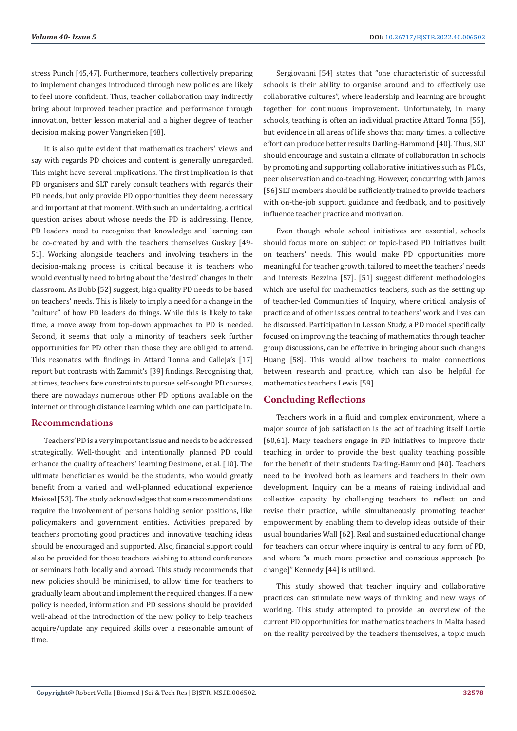stress Punch [45,47]. Furthermore, teachers collectively preparing to implement changes introduced through new policies are likely to feel more confident. Thus, teacher collaboration may indirectly bring about improved teacher practice and performance through innovation, better lesson material and a higher degree of teacher decision making power Vangrieken [48].

It is also quite evident that mathematics teachers' views and say with regards PD choices and content is generally unregarded. This might have several implications. The first implication is that PD organisers and SLT rarely consult teachers with regards their PD needs, but only provide PD opportunities they deem necessary and important at that moment. With such an undertaking, a critical question arises about whose needs the PD is addressing. Hence, PD leaders need to recognise that knowledge and learning can be co-created by and with the teachers themselves Guskey [49-51]. Working alongside teachers and involving teachers in the decision-making process is critical because it is teachers who would eventually need to bring about the 'desired' changes in their classroom. As Bubb [52] suggest, high quality PD needs to be based on teachers' needs. This is likely to imply a need for a change in the "culture" of how PD leaders do things. While this is likely to take time, a move away from top-down approaches to PD is needed. Second, it seems that only a minority of teachers seek further opportunities for PD other than those they are obliged to attend. This resonates with findings in Attard Tonna and Calleja's [17] report but contrasts with Zammit's [39] findings. Recognising that, at times, teachers face constraints to pursue self-sought PD courses, there are nowadays numerous other PD options available on the internet or through distance learning which one can participate in.

## Recommendations

Teachers' PD is a very important issue and needs to be addressed strategically. Well-thought and intentionally planned PD could enhance the quality of teachers' learning Desimone, et al. [10]. The ultimate beneficiaries would be the students, who would greatly benefit from a varied and well-planned educational experience Meissel [53]. The study acknowledges that some recommendations require the involvement of persons holding senior positions, like policymakers and government entities. Activities prepared by teachers promoting good practices and innovative teaching ideas should be encouraged and supported. Also, financial support could also be provided for those teachers wishing to attend conferences or seminars both locally and abroad. This study recommends that new policies should be minimised, to allow time for teachers to gradually learn about and implement the required changes. If a new policy is needed, information and PD sessions should be provided well-ahead of the introduction of the new policy to help teachers acquire/update any required skills over a reasonable amount of time.

Sergiovanni [54] states that "one characteristic of successful schools is their ability to organise around and to effectively use collaborative cultures", where leadership and learning are brought together for continuous improvement. Unfortunately, in many schools, teaching is often an individual practice Attard Tonna [55], but evidence in all areas of life shows that many times, a collective effort can produce better results Darling-Hammond [40]. Thus, SLT should encourage and sustain a climate of collaboration in schools by promoting and supporting collaborative initiatives such as PLCs, peer observation and co-teaching. However, concurring with James [56] SLT members should be sufficiently trained to provide teachers with on-the-job support, guidance and feedback, and to positively influence teacher practice and motivation.

Even though whole school initiatives are essential, schools should focus more on subject or topic-based PD initiatives built on teachers' needs. This would make PD opportunities more meaningful for teacher growth, tailored to meet the teachers' needs and interests Bezzina [57]. [51] suggest different methodologies which are useful for mathematics teachers, such as the setting up of teacher-led Communities of Inquiry, where critical analysis of practice and of other issues central to teachers' work and lives can be discussed. Participation in Lesson Study, a PD model specifically focused on improving the teaching of mathematics through teacher group discussions, can be effective in bringing about such changes Huang [58]. This would allow teachers to make connections between research and practice, which can also be helpful for mathematics teachers Lewis [59].

## Concluding Reflections

Teachers work in a fluid and complex environment, where a major source of job satisfaction is the act of teaching itself Lortie [60,61]. Many teachers engage in PD initiatives to improve their teaching in order to provide the best quality teaching possible for the benefit of their students Darling-Hammond [40]. Teachers need to be involved both as learners and teachers in their own development. Inquiry can be a means of raising individual and collective capacity by challenging teachers to reflect on and revise their practice, while simultaneously promoting teacher empowerment by enabling them to develop ideas outside of their usual boundaries Wall [62]. Real and sustained educational change for teachers can occur where inquiry is central to any form of PD, and where "a much more proactive and conscious approach [to change]" Kennedy [44] is utilised.

This study showed that teacher inquiry and collaborative practices can stimulate new ways of thinking and new ways of working. This study attempted to provide an overview of the current PD opportunities for mathematics teachers in Malta based on the reality perceived by the teachers themselves, a topic much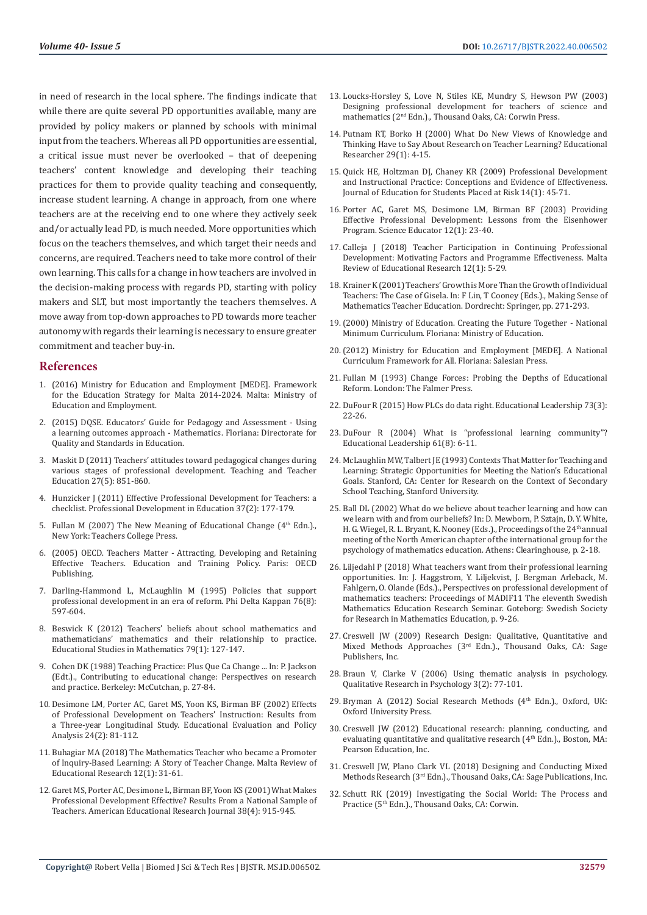in need of research in the local sphere. The findings indicate that while there are quite several PD opportunities available, many are provided by policy makers or planned by schools with minimal input from the teachers. Whereas all PD opportunities are essential, a critical issue must never be overlooked – that of deepening teachers' content knowledge and developing their teaching practices for them to provide quality teaching and consequently, increase student learning. A change in approach, from one where teachers are at the receiving end to one where they actively seek and/or actually lead PD, is much needed. More opportunities which focus on the teachers themselves, and which target their needs and concerns, are required. Teachers need to take more control of their own learning. This calls for a change in how teachers are involved in the decision-making process with regards PD, starting with policy makers and SLT, but most importantly the teachers themselves. A move away from top-down approaches to PD towards more teacher autonomy with regards their learning is necessary to ensure greater commitment and teacher buy-in.

## References

1. (2016) Ministry for Education and Employment [MEDE]. Framework for the Education Strategy for Malta 2014-2024. Malta: Ministry of Education and Employment.
2. (2015) DQSE. Educators' Guide for Pedagogy and Assessment - Using a learning outcomes approach - Mathematics. Floriana: Directorate for Quality and Standards in Education.
3. Maskit D (2011) Teachers' attitudes toward pedagogical changes during various stages of professional development. Teaching and Teacher Education 27(5): 851-860.
4. Hunzicker J (2011) Effective Professional Development for Teachers: a checklist. Professional Development in Education 37(2): 177-179.
5. Fullan M (2007) The New Meaning of Educational Change (4th Edn.), New York: Teachers College Press.
6. (2005) OECD. Teachers Matter - Attracting, Developing and Retaining Effective Teachers. Education and Training Policy. Paris: OECD Publishing.
7. Darling-Hammond L, McLaughlin M (1995) Policies that support professional development in an era of reform. Phi Delta Kappan 76(8): 597-604.
8. Beswick K (2012) Teachers' beliefs about school mathematics and mathematicians' mathematics and their relationship to practice. Educational Studies in Mathematics 79(1): 127-147.
9. Cohen DK (1988) Teaching Practice: Plus Que Ca Change ... In: P. Jackson (Edt.), Contributing to educational change: Perspectives on research and practice. Berkeley: McCutchan, p. 27-84.
10. Desimone LM, Porter AC, Garet MS, Yoon KS, Birman BF (2002) Effects of Professional Development on Teachers' Instruction: Results from a Three-year Longitudinal Study. Educational Evaluation and Policy Analysis 24(2): 81-112.
11. Buhagiar MA (2018) The Mathematics Teacher who became a Promoter of Inquiry-Based Learning: A Story of Teacher Change. Malta Review of Educational Research 12(1): 31-61.
12. Garet MS, Porter AC, Desimone L, Birman BF, Yoon KS (2001) What Makes Professional Development Effective? Results From a National Sample of Teachers. American Educational Research Journal 38(4): 915-945.
13. Loucks-Horsley S, Love N, Stiles KE, Mundry S, Hewson PW (2003) Designing professional development for teachers of science and mathematics (2nd Edn.), Thousand Oaks, CA: Corwin Press.
14. Putnam RT, Borko H (2000) What Do New Views of Knowledge and Thinking Have to Say About Research on Teacher Learning? Educational Researcher 29(1): 4-15.
15. Quick HE, Holtzman DJ, Chaney KR (2009) Professional Development and Instructional Practice: Conceptions and Evidence of Effectiveness. Journal of Education for Students Placed at Risk 14(1): 45-71.
16. Porter AC, Garet MS, Desimone LM, Birman BF (2003) Providing Effective Professional Development: Lessons from the Eisenhower Program. Science Educator 12(1): 23-40.
17. Calleja J (2018) Teacher Participation in Continuing Professional Development: Motivating Factors and Programme Effectiveness. Malta Review of Educational Research 12(1): 5-29.
18. Krainer K (2001) Teachers' Growth is More Than the Growth of Individual Teachers: The Case of Gisela. In: F Lin, T Cooney (Eds.), Making Sense of Mathematics Teacher Education. Dordrecht: Springer, pp. 271-293.
19. (2000) Ministry of Education. Creating the Future Together - National Minimum Curriculum. Floriana: Ministry of Education.
20. (2012) Ministry for Education and Employment [MEDE]. A National Curriculum Framework for All. Floriana: Salesian Press.
21. Fullan M (1993) Change Forces: Probing the Depths of Educational Reform. London: The Falmer Press.
22. DuFour R (2015) How PLCs do data right. Educational Leadership 73(3): 22-26.
23. DuFour R (2004) What is "professional learning community"? Educational Leadership 61(8): 6-11.
24. McLaughlin MW, Talbert JE (1993) Contexts That Matter for Teaching and Learning: Strategic Opportunities for Meeting the Nation's Educational Goals. Stanford, CA: Center for Research on the Context of Secondary School Teaching, Stanford University.
25. Ball DL (2002) What do we believe about teacher learning and how can we learn with and from our beliefs? In: D. Mewborn, P. Sztajn, D. Y. White, H. G. Wiegel, R. L. Bryant, K. Nooney (Eds.), Proceedings of the 24th annual meeting of the North American chapter of the international group for the psychology of mathematics education. Athens: Clearinghouse, p. 2-18.
26. Liljedahl P (2018) What teachers want from their professional learning opportunities. In: J. Haggstrom, Y. Liljekvist, J. Bergman Arleback, M. Fahlgern, O. Olande (Eds.), Perspectives on professional development of mathematics teachers: Proceedings of MADIF11 The eleventh Swedish Mathematics Education Research Seminar. Goteborg: Swedish Society for Research in Mathematics Education, p. 9-26.
27. Creswell JW (2009) Research Design: Qualitative, Quantitative and Mixed Methods Approaches (3rd Edn.), Thousand Oaks, CA: Sage Publishers, Inc.
28. Braun V, Clarke V (2006) Using thematic analysis in psychology. Qualitative Research in Psychology 3(2): 77-101.
29. Bryman A (2012) Social Research Methods (4th Edn.), Oxford, UK: Oxford University Press.
30. Creswell JW (2012) Educational research: planning, conducting, and evaluating quantitative and qualitative research (4th Edn.), Boston, MA: Pearson Education, Inc.
31. Creswell JW, Plano Clark VL (2018) Designing and Conducting Mixed Methods Research (3rd Edn.), Thousand Oaks, CA: Sage Publications, Inc.
32. Schutt RK (2019) Investigating the Social World: The Process and Practice (5th Edn.), Thousand Oaks, CA: Corwin.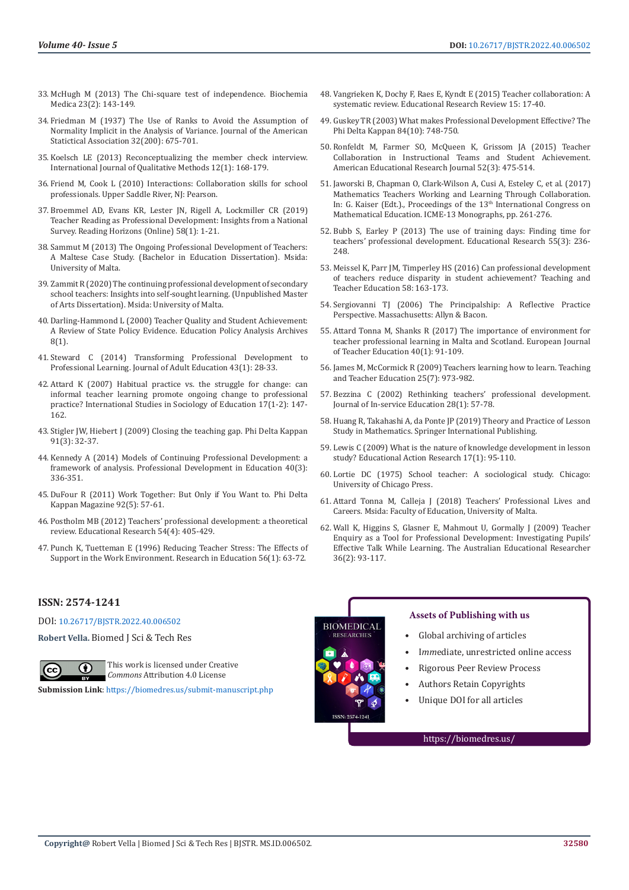33. McHugh M (2013) The Chi-square test of independence. Biochemia Medica 23(2): 143-149.
34. Friedman M (1937) The Use of Ranks to Avoid the Assumption of Normality Implicit in the Analysis of Variance. Journal of the American Statictical Association 32(200): 675-701.
35. Koelsch LE (2013) Reconceptualizing the member check interview. International Journal of Qualitative Methods 12(1): 168-179.
36. Friend M, Cook L (2010) Interactions: Collaboration skills for school professionals. Upper Saddle River, NJ: Pearson.
37. Broemmel AD, Evans KR, Lester JN, Rigell A, Lockmiller CR (2019) Teacher Reading as Professional Development: Insights from a National Survey. Reading Horizons (Online) 58(1): 1-21.
38. Sammut M (2013) The Ongoing Professional Development of Teachers: A Maltese Case Study. (Bachelor in Education Dissertation). Msida: University of Malta.
39. Zammit R (2020) The continuing professional development of secondary school teachers: Insights into self-sought learning. (Unpublished Master of Arts Dissertation). Msida: University of Malta.
40. Darling-Hammond L (2000) Teacher Quality and Student Achievement: A Review of State Policy Evidence. Education Policy Analysis Archives 8(1).
41. Steward C (2014) Transforming Professional Development to Professional Learning. Journal of Adult Education 43(1): 28-33.
42. Attard K (2007) Habitual practice vs. the struggle for change: can informal teacher learning promote ongoing change to professional practice? International Studies in Sociology of Education 17(1-2): 147-162.
43. Stigler JW, Hiebert J (2009) Closing the teaching gap. Phi Delta Kappan 91(3): 32-37.
44. Kennedy A (2014) Models of Continuing Professional Development: a framework of analysis. Professional Development in Education 40(3): 336-351.
45. DuFour R (2011) Work Together: But Only if You Want to. Phi Delta Kappan Magazine 92(5): 57-61.
46. Postholm MB (2012) Teachers' professional development: a theoretical review. Educational Research 54(4): 405-429.
47. Punch K, Tuetteman E (1996) Reducing Teacher Stress: The Effects of Support in the Work Environment. Research in Education 56(1): 63-72.
48. Vangrieken K, Dochy F, Raes E, Kyndt E (2015) Teacher collaboration: A systematic review. Educational Research Review 15: 17-40.
49. Guskey TR (2003) What makes Professional Development Effective? The Phi Delta Kappan 84(10): 748-750.
50. Ronfeldt M, Farmer SO, McQueen K, Grissom JA (2015) Teacher Collaboration in Instructional Teams and Student Achievement. American Educational Research Journal 52(3): 475-514.
51. Jaworski B, Chapman O, Clark-Wilson A, Cusi A, Esteley C, et al. (2017) Mathematics Teachers Working and Learning Through Collaboration. In: G. Kaiser (Edt.)., Proceedings of the 13th International Congress on Mathematical Education. ICME-13 Monographs, pp. 261-276.
52. Bubb S, Earley P (2013) The use of training days: Finding time for teachers' professional development. Educational Research 55(3): 236-248.
53. Meissel K, Parr JM, Timperley HS (2016) Can professional development of teachers reduce disparity in student achievement? Teaching and Teacher Education 58: 163-173.
54. Sergiovanni TJ (2006) The Principalship: A Reflective Practice Perspective. Massachusetts: Allyn & Bacon.
55. Attard Tonna M, Shanks R (2017) The importance of environment for teacher professional learning in Malta and Scotland. European Journal of Teacher Education 40(1): 91-109.
56. James M, McCormick R (2009) Teachers learning how to learn. Teaching and Teacher Education 25(7): 973-982.
57. Bezzina C (2002) Rethinking teachers' professional development. Journal of In-service Education 28(1): 57-78.
58. Huang R, Takahashi A, da Ponte JP (2019) Theory and Practice of Lesson Study in Mathematics. Springer International Publishing.
59. Lewis C (2009) What is the nature of knowledge development in lesson study? Educational Action Research 17(1): 95-110.
60. Lortie DC (1975) School teacher: A sociological study. Chicago: University of Chicago Press.
61. Attard Tonna M, Calleja J (2018) Teachers' Professional Lives and Careers. Msida: Faculty of Education, University of Malta.
62. Wall K, Higgins S, Glasner E, Mahmout U, Gormally J (2009) Teacher Enquiry as a Tool for Professional Development: Investigating Pupils' Effective Talk While Learning. The Australian Educational Researcher 36(2): 93-117.

**ISSN: 2574-1241**

DOI: 10.26717/BJSTR.2022.40.006502

**Robert Vella.** Biomed J Sci & Tech Res

This work is licensed under Creative *Commons* Attribution 4.0 License

**Submission Link**: https://biomedres.us/submit-manuscript.php

**Assets of Publishing with us**

- Global archiving of articles
- Immediate, unrestricted online access
- Rigorous Peer Review Process
- Authors Retain Copyrights
- Unique DOI for all articles

https://biomedres.us/